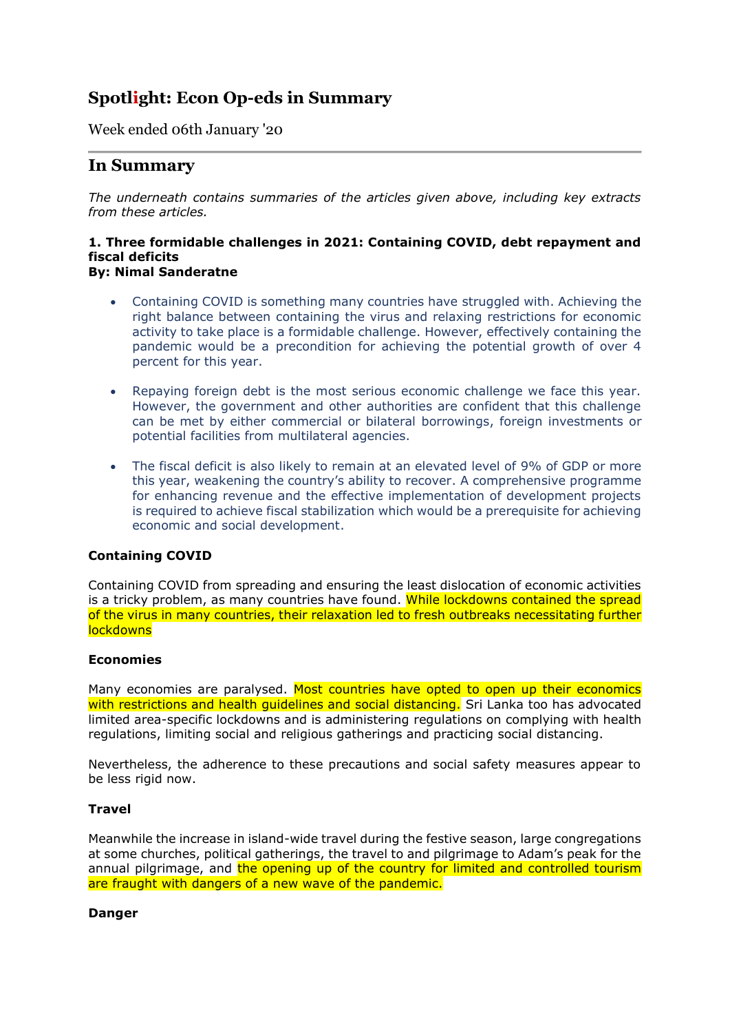# Spotlight: Econ Op-eds in Summary

Week ended 06th January '20

## In Summary

*The underneath contains summaries of the articles given above, including key extracts from these articles.*

### 1. Three formidable challenges in 2021: Containing COVID, debt repayment and fiscal deficits
**By: Nimal Sanderatne**

- Containing COVID is something many countries have struggled with. Achieving the right balance between containing the virus and relaxing restrictions for economic activity to take place is a formidable challenge. However, effectively containing the pandemic would be a precondition for achieving the potential growth of over 4 percent for this year.

- Repaying foreign debt is the most serious economic challenge we face this year. However, the government and other authorities are confident that this challenge can be met by either commercial or bilateral borrowings, foreign investments or potential facilities from multilateral agencies.

- The fiscal deficit is also likely to remain at an elevated level of 9% of GDP or more this year, weakening the country's ability to recover. A comprehensive programme for enhancing revenue and the effective implementation of development projects is required to achieve fiscal stabilization which would be a prerequisite for achieving economic and social development.

**Containing COVID**

Containing COVID from spreading and ensuring the least dislocation of economic activities is a tricky problem, as many countries have found. While lockdowns contained the spread of the virus in many countries, their relaxation led to fresh outbreaks necessitating further lockdowns

**Economies**

Many economies are paralysed. Most countries have opted to open up their economics with restrictions and health guidelines and social distancing. Sri Lanka too has advocated limited area-specific lockdowns and is administering regulations on complying with health regulations, limiting social and religious gatherings and practicing social distancing.

Nevertheless, the adherence to these precautions and social safety measures appear to be less rigid now.

**Travel**

Meanwhile the increase in island-wide travel during the festive season, large congregations at some churches, political gatherings, the travel to and pilgrimage to Adam's peak for the annual pilgrimage, and the opening up of the country for limited and controlled tourism are fraught with dangers of a new wave of the pandemic.

**Danger**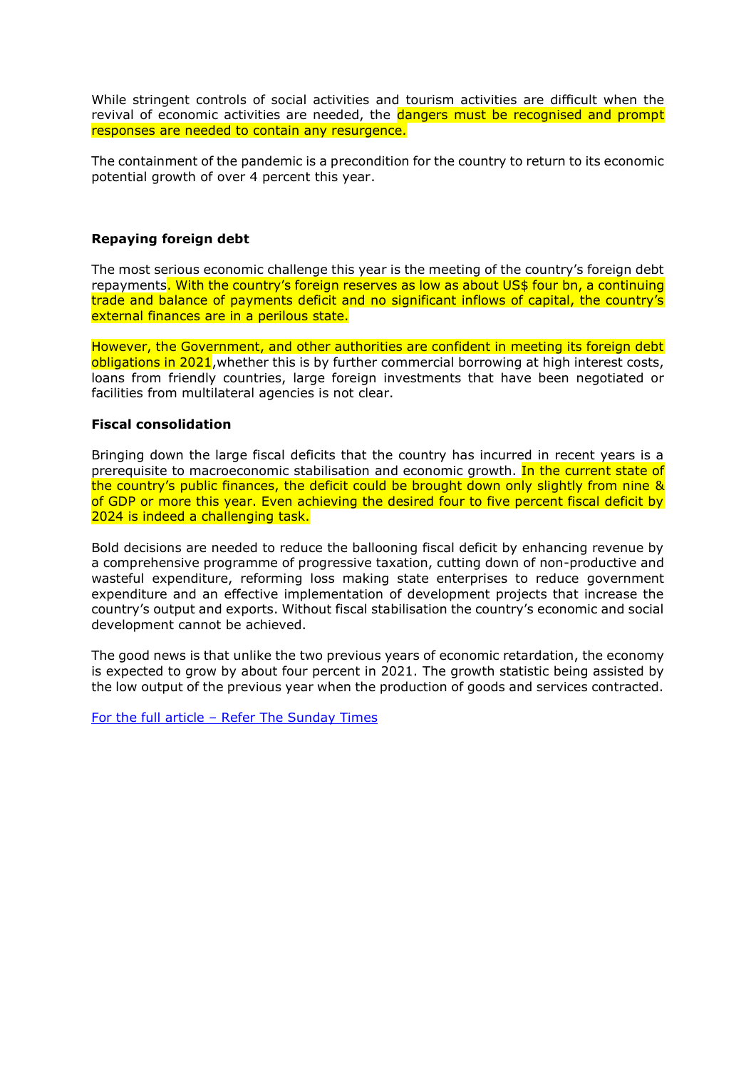While stringent controls of social activities and tourism activities are difficult when the revival of economic activities are needed, the dangers must be recognised and prompt responses are needed to contain any resurgence.

The containment of the pandemic is a precondition for the country to return to its economic potential growth of over 4 percent this year.

**Repaying foreign debt**

The most serious economic challenge this year is the meeting of the country's foreign debt repayments. With the country's foreign reserves as low as about US$ four bn, a continuing trade and balance of payments deficit and no significant inflows of capital, the country's external finances are in a perilous state.

However, the Government, and other authorities are confident in meeting its foreign debt obligations in 2021,whether this is by further commercial borrowing at high interest costs, loans from friendly countries, large foreign investments that have been negotiated or facilities from multilateral agencies is not clear.

**Fiscal consolidation**

Bringing down the large fiscal deficits that the country has incurred in recent years is a prerequisite to macroeconomic stabilisation and economic growth. In the current state of the country's public finances, the deficit could be brought down only slightly from nine & of GDP or more this year. Even achieving the desired four to five percent fiscal deficit by 2024 is indeed a challenging task.

Bold decisions are needed to reduce the ballooning fiscal deficit by enhancing revenue by a comprehensive programme of progressive taxation, cutting down of non-productive and wasteful expenditure, reforming loss making state enterprises to reduce government expenditure and an effective implementation of development projects that increase the country's output and exports. Without fiscal stabilisation the country's economic and social development cannot be achieved.

The good news is that unlike the two previous years of economic retardation, the economy is expected to grow by about four percent in 2021. The growth statistic being assisted by the low output of the previous year when the production of goods and services contracted.

For the full article – Refer The Sunday Times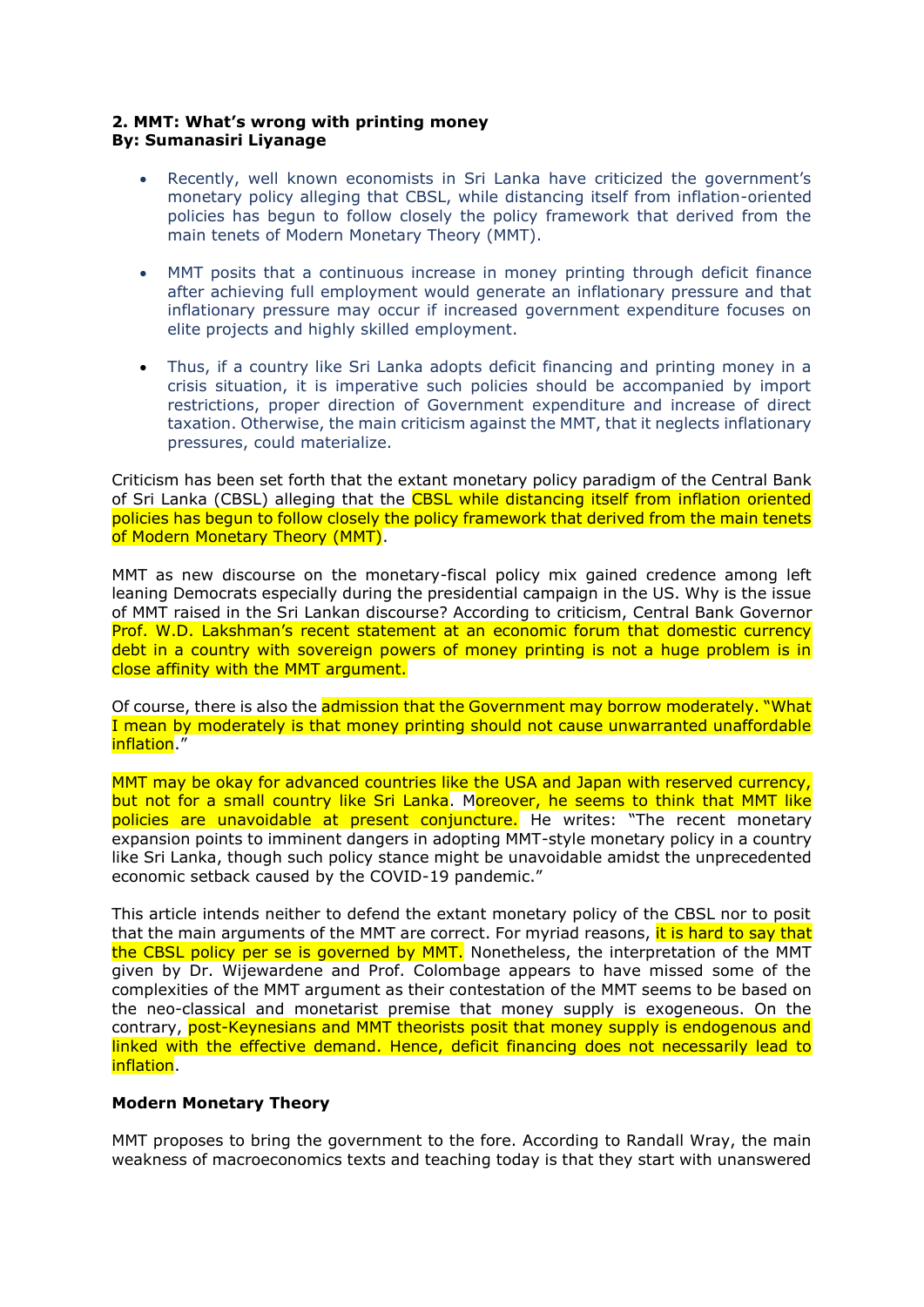**2. MMT: What's wrong with printing money**
**By: Sumanasiri Liyanage**

- Recently, well known economists in Sri Lanka have criticized the government's monetary policy alleging that CBSL, while distancing itself from inflation-oriented policies has begun to follow closely the policy framework that derived from the main tenets of Modern Monetary Theory (MMT).
- MMT posits that a continuous increase in money printing through deficit finance after achieving full employment would generate an inflationary pressure and that inflationary pressure may occur if increased government expenditure focuses on elite projects and highly skilled employment.
- Thus, if a country like Sri Lanka adopts deficit financing and printing money in a crisis situation, it is imperative such policies should be accompanied by import restrictions, proper direction of Government expenditure and increase of direct taxation. Otherwise, the main criticism against the MMT, that it neglects inflationary pressures, could materialize.

Criticism has been set forth that the extant monetary policy paradigm of the Central Bank of Sri Lanka (CBSL) alleging that the CBSL while distancing itself from inflation oriented policies has begun to follow closely the policy framework that derived from the main tenets of Modern Monetary Theory (MMT).

MMT as new discourse on the monetary-fiscal policy mix gained credence among left leaning Democrats especially during the presidential campaign in the US. Why is the issue of MMT raised in the Sri Lankan discourse? According to criticism, Central Bank Governor Prof. W.D. Lakshman's recent statement at an economic forum that domestic currency debt in a country with sovereign powers of money printing is not a huge problem is in close affinity with the MMT argument.

Of course, there is also the admission that the Government may borrow moderately. "What I mean by moderately is that money printing should not cause unwarranted unaffordable inflation."

MMT may be okay for advanced countries like the USA and Japan with reserved currency, but not for a small country like Sri Lanka. Moreover, he seems to think that MMT like policies are unavoidable at present conjuncture. He writes: "The recent monetary expansion points to imminent dangers in adopting MMT-style monetary policy in a country like Sri Lanka, though such policy stance might be unavoidable amidst the unprecedented economic setback caused by the COVID-19 pandemic."

This article intends neither to defend the extant monetary policy of the CBSL nor to posit that the main arguments of the MMT are correct. For myriad reasons, it is hard to say that the CBSL policy per se is governed by MMT. Nonetheless, the interpretation of the MMT given by Dr. Wijewardene and Prof. Colombage appears to have missed some of the complexities of the MMT argument as their contestation of the MMT seems to be based on the neo-classical and monetarist premise that money supply is exogeneous. On the contrary, post-Keynesians and MMT theorists posit that money supply is endogenous and linked with the effective demand. Hence, deficit financing does not necessarily lead to inflation.

**Modern Monetary Theory**

MMT proposes to bring the government to the fore. According to Randall Wray, the main weakness of macroeconomics texts and teaching today is that they start with unanswered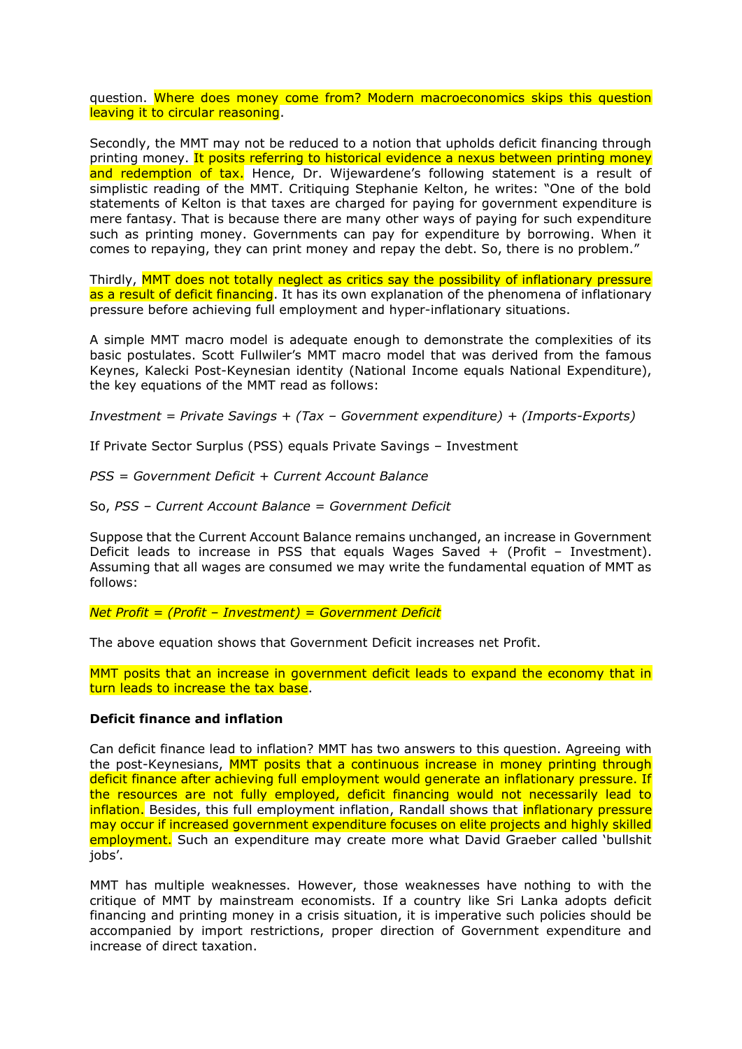question. Where does money come from? Modern macroeconomics skips this question leaving it to circular reasoning.

Secondly, the MMT may not be reduced to a notion that upholds deficit financing through printing money. It posits referring to historical evidence a nexus between printing money and redemption of tax. Hence, Dr. Wijewardene's following statement is a result of simplistic reading of the MMT. Critiquing Stephanie Kelton, he writes: "One of the bold statements of Kelton is that taxes are charged for paying for government expenditure is mere fantasy. That is because there are many other ways of paying for such expenditure such as printing money. Governments can pay for expenditure by borrowing. When it comes to repaying, they can print money and repay the debt. So, there is no problem."

Thirdly, MMT does not totally neglect as critics say the possibility of inflationary pressure as a result of deficit financing. It has its own explanation of the phenomena of inflationary pressure before achieving full employment and hyper-inflationary situations.

A simple MMT macro model is adequate enough to demonstrate the complexities of its basic postulates. Scott Fullwiler's MMT macro model that was derived from the famous Keynes, Kalecki Post-Keynesian identity (National Income equals National Expenditure), the key equations of the MMT read as follows:

*Investment = Private Savings + (Tax – Government expenditure) + (Imports-Exports)*

If Private Sector Surplus (PSS) equals Private Savings – Investment

*PSS = Government Deficit + Current Account Balance*

So, *PSS – Current Account Balance = Government Deficit*

Suppose that the Current Account Balance remains unchanged, an increase in Government Deficit leads to increase in PSS that equals Wages Saved + (Profit – Investment). Assuming that all wages are consumed we may write the fundamental equation of MMT as follows:

*Net Profit = (Profit – Investment) = Government Deficit*

The above equation shows that Government Deficit increases net Profit.

MMT posits that an increase in government deficit leads to expand the economy that in turn leads to increase the tax base.

**Deficit finance and inflation**

Can deficit finance lead to inflation? MMT has two answers to this question. Agreeing with the post-Keynesians, MMT posits that a continuous increase in money printing through deficit finance after achieving full employment would generate an inflationary pressure. If the resources are not fully employed, deficit financing would not necessarily lead to inflation. Besides, this full employment inflation, Randall shows that inflationary pressure may occur if increased government expenditure focuses on elite projects and highly skilled employment. Such an expenditure may create more what David Graeber called 'bullshit jobs'.

MMT has multiple weaknesses. However, those weaknesses have nothing to with the critique of MMT by mainstream economists. If a country like Sri Lanka adopts deficit financing and printing money in a crisis situation, it is imperative such policies should be accompanied by import restrictions, proper direction of Government expenditure and increase of direct taxation.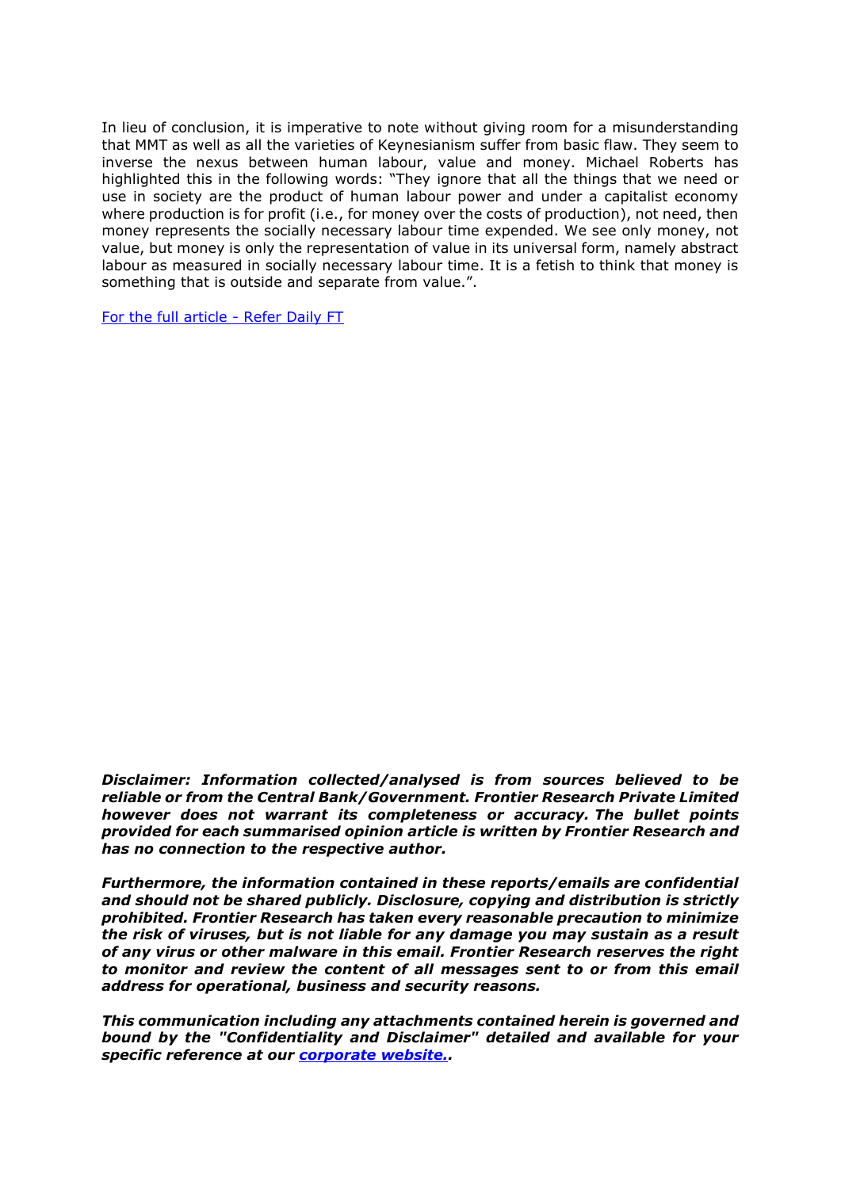In lieu of conclusion, it is imperative to note without giving room for a misunderstanding that MMT as well as all the varieties of Keynesianism suffer from basic flaw. They seem to inverse the nexus between human labour, value and money. Michael Roberts has highlighted this in the following words: "They ignore that all the things that we need or use in society are the product of human labour power and under a capitalist economy where production is for profit (i.e., for money over the costs of production), not need, then money represents the socially necessary labour time expended. We see only money, not value, but money is only the representation of value in its universal form, namely abstract labour as measured in socially necessary labour time. It is a fetish to think that money is something that is outside and separate from value.".

For the full article - Refer Daily FT

***Disclaimer: Information collected/analysed is from sources believed to be reliable or from the Central Bank/Government. Frontier Research Private Limited however does not warrant its completeness or accuracy. The bullet points provided for each summarised opinion article is written by Frontier Research and has no connection to the respective author.***

***Furthermore, the information contained in these reports/emails are confidential and should not be shared publicly. Disclosure, copying and distribution is strictly prohibited. Frontier Research has taken every reasonable precaution to minimize the risk of viruses, but is not liable for any damage you may sustain as a result of any virus or other malware in this email. Frontier Research reserves the right to monitor and review the content of all messages sent to or from this email address for operational, business and security reasons.***

***This communication including any attachments contained herein is governed and bound by the "Confidentiality and Disclaimer" detailed and available for your specific reference at our corporate website..***